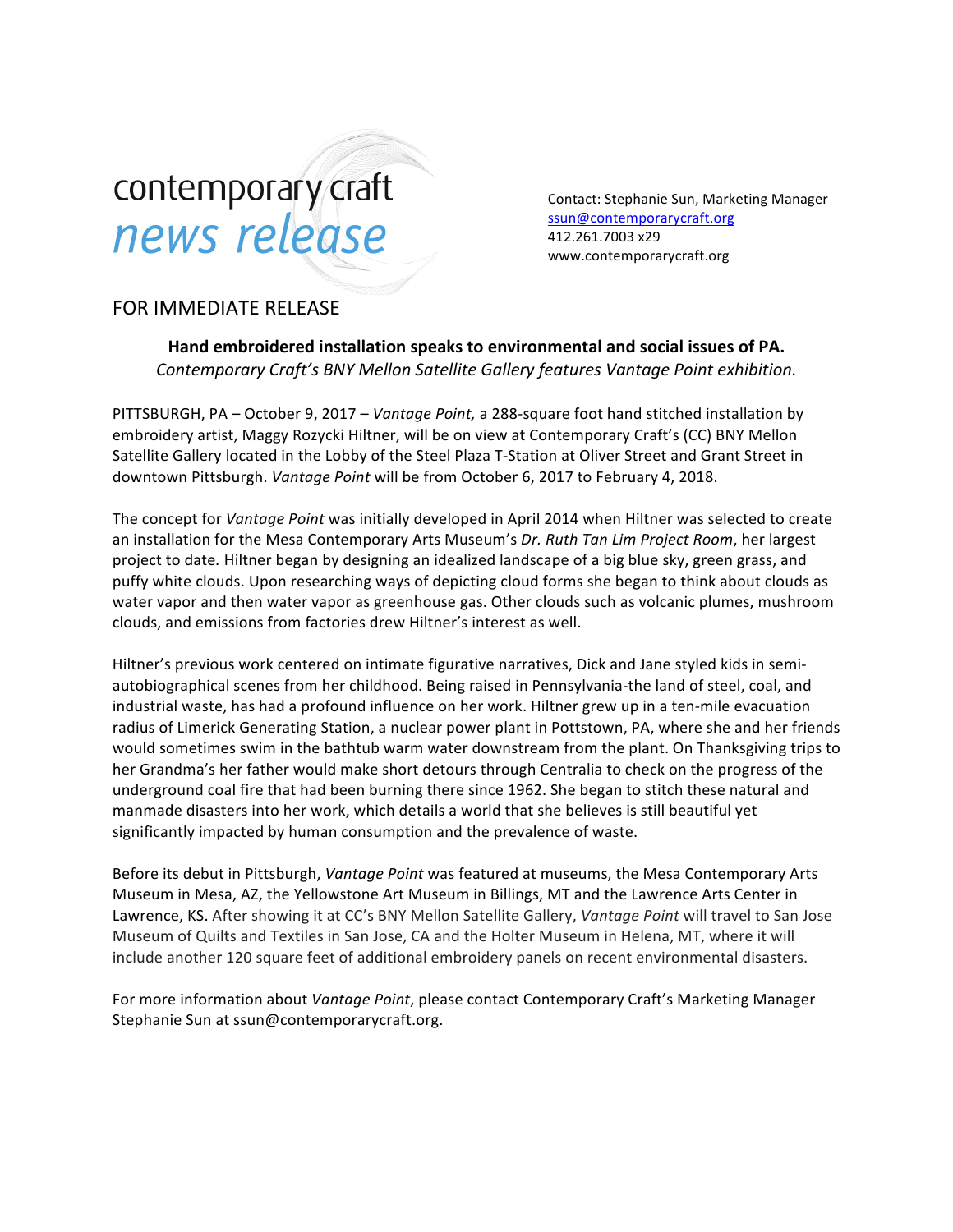contemporary craft
*news release*

Contact: Stephanie Sun, Marketing Manager
ssun@contemporarycraft.org
412.261.7003 x29
www.contemporarycraft.org

FOR IMMEDIATE RELEASE

**Hand embroidered installation speaks to environmental and social issues of PA.**
*Contemporary Craft's BNY Mellon Satellite Gallery features Vantage Point exhibition.*

PITTSBURGH, PA – October 9, 2017 – *Vantage Point,* a 288-square foot hand stitched installation by embroidery artist, Maggy Rozycki Hiltner, will be on view at Contemporary Craft's (CC) BNY Mellon Satellite Gallery located in the Lobby of the Steel Plaza T-Station at Oliver Street and Grant Street in downtown Pittsburgh. *Vantage Point* will be from October 6, 2017 to February 4, 2018.

The concept for *Vantage Point* was initially developed in April 2014 when Hiltner was selected to create an installation for the Mesa Contemporary Arts Museum's *Dr. Ruth Tan Lim Project Room*, her largest project to date. Hiltner began by designing an idealized landscape of a big blue sky, green grass, and puffy white clouds. Upon researching ways of depicting cloud forms she began to think about clouds as water vapor and then water vapor as greenhouse gas. Other clouds such as volcanic plumes, mushroom clouds, and emissions from factories drew Hiltner's interest as well.

Hiltner's previous work centered on intimate figurative narratives, Dick and Jane styled kids in semi-autobiographical scenes from her childhood. Being raised in Pennsylvania-the land of steel, coal, and industrial waste, has had a profound influence on her work. Hiltner grew up in a ten-mile evacuation radius of Limerick Generating Station, a nuclear power plant in Pottstown, PA, where she and her friends would sometimes swim in the bathtub warm water downstream from the plant. On Thanksgiving trips to her Grandma's her father would make short detours through Centralia to check on the progress of the underground coal fire that had been burning there since 1962. She began to stitch these natural and manmade disasters into her work, which details a world that she believes is still beautiful yet significantly impacted by human consumption and the prevalence of waste.

Before its debut in Pittsburgh, *Vantage Point* was featured at museums, the Mesa Contemporary Arts Museum in Mesa, AZ, the Yellowstone Art Museum in Billings, MT and the Lawrence Arts Center in Lawrence, KS. After showing it at CC's BNY Mellon Satellite Gallery, *Vantage Point* will travel to San Jose Museum of Quilts and Textiles in San Jose, CA and the Holter Museum in Helena, MT, where it will include another 120 square feet of additional embroidery panels on recent environmental disasters.

For more information about *Vantage Point*, please contact Contemporary Craft's Marketing Manager Stephanie Sun at ssun@contemporarycraft.org.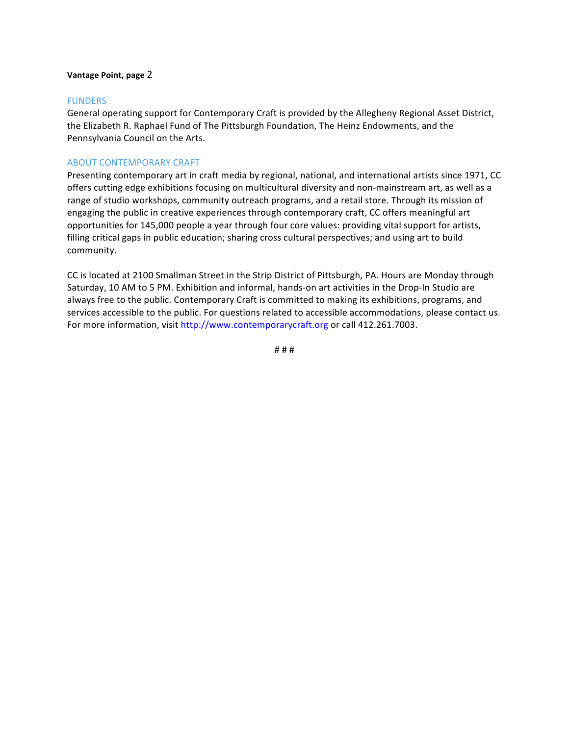## FUNDERS

General operating support for Contemporary Craft is provided by the Allegheny Regional Asset District, the Elizabeth R. Raphael Fund of The Pittsburgh Foundation, The Heinz Endowments, and the Pennsylvania Council on the Arts.

## ABOUT CONTEMPORARY CRAFT

Presenting contemporary art in craft media by regional, national, and international artists since 1971, CC offers cutting edge exhibitions focusing on multicultural diversity and non-mainstream art, as well as a range of studio workshops, community outreach programs, and a retail store. Through its mission of engaging the public in creative experiences through contemporary craft, CC offers meaningful art opportunities for 145,000 people a year through four core values: providing vital support for artists, filling critical gaps in public education; sharing cross cultural perspectives; and using art to build community.

CC is located at 2100 Smallman Street in the Strip District of Pittsburgh, PA. Hours are Monday through Saturday, 10 AM to 5 PM. Exhibition and informal, hands-on art activities in the Drop-In Studio are always free to the public. Contemporary Craft is committed to making its exhibitions, programs, and services accessible to the public. For questions related to accessible accommodations, please contact us. For more information, visit http://www.contemporarycraft.org or call 412.261.7003.

# # #